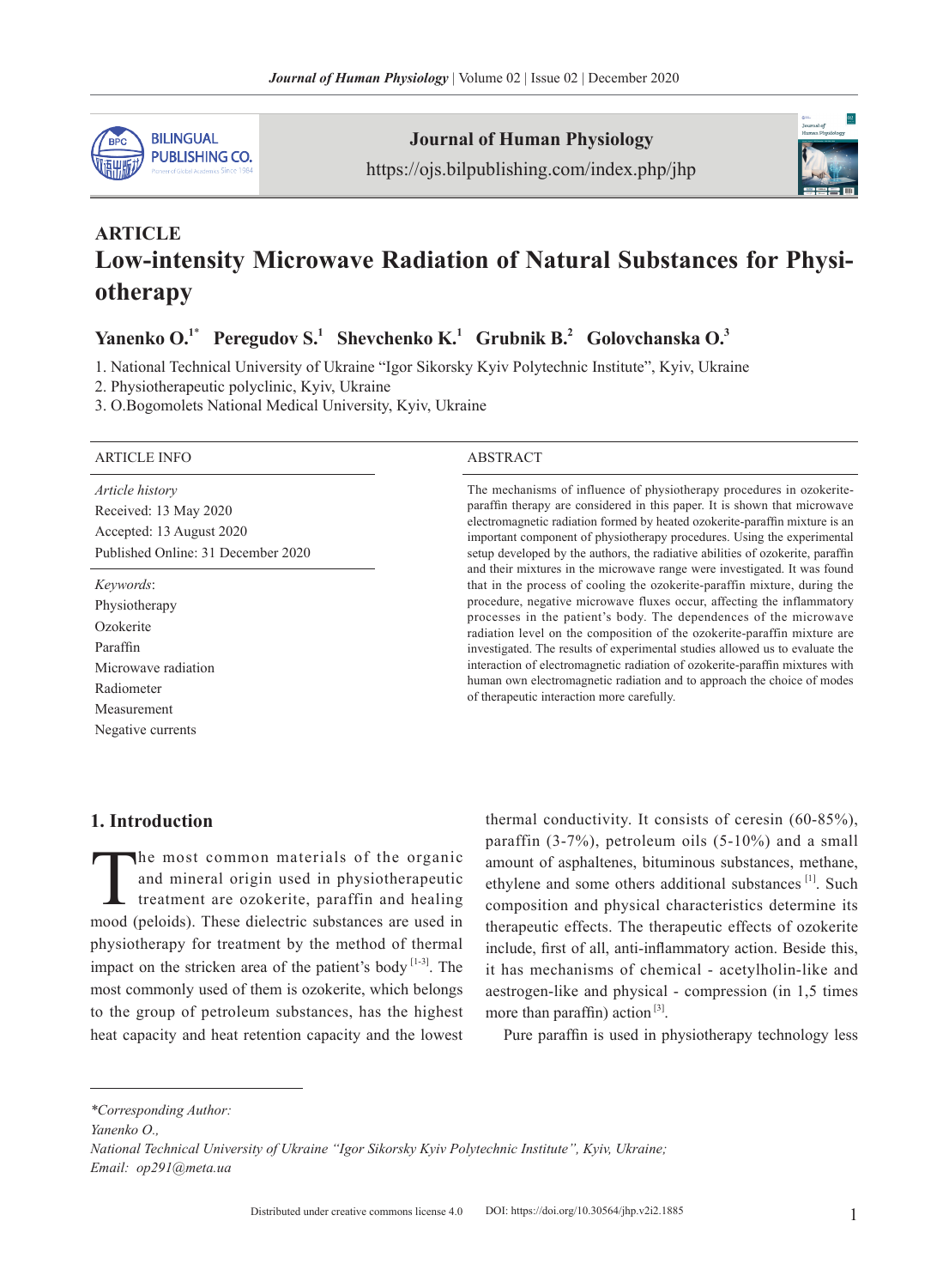**ARTICLE**

# Low-intensity Microwave Radiation of Natural Substances for Physiotherapy

**Yanenko O.[1*] Peregudov S.[1] Shevchenko K.[1] Grubnik B.[2] Golovchanska O.[3]**

1. National Technical University of Ukraine "Igor Sikorsky Kyiv Polytechnic Institute", Kyiv, Ukraine
2. Physiotherapeutic polyclinic, Kyiv, Ukraine
3. O.Bogomolets National Medical University, Kyiv, Ukraine

**ARTICLE INFO**

*Article history*
Received: 13 May 2020
Accepted: 13 August 2020
Published Online: 31 December 2020

*Keywords*:
Physiotherapy
Ozokerite
Paraffin
Microwave radiation
Radiometer
Measurement
Negative currents

**ABSTRACT**

The mechanisms of influence of physiotherapy procedures in ozokerite-paraffin therapy are considered in this paper. It is shown that microwave electromagnetic radiation formed by heated ozokerite-paraffin mixture is an important component of physiotherapy procedures. Using the experimental setup developed by the authors, the radiative abilities of ozokerite, paraffin and their mixtures in the microwave range were investigated. It was found that in the process of cooling the ozokerite-paraffin mixture, during the procedure, negative microwave fluxes occur, affecting the inflammatory processes in the patient's body. The dependences of the microwave radiation level on the composition of the ozokerite-paraffin mixture are investigated. The results of experimental studies allowed us to evaluate the interaction of electromagnetic radiation of ozokerite-paraffin mixtures with human own electromagnetic radiation and to approach the choice of modes of therapeutic interaction more carefully.

## 1. Introduction

The most common materials of the organic and mineral origin used in physiotherapeutic treatment are ozokerite, paraffin and healing mood (peloids). These dielectric substances are used in physiotherapy for treatment by the method of thermal impact on the stricken area of the patient's body [1-3]. The most commonly used of them is ozokerite, which belongs to the group of petroleum substances, has the highest heat capacity and heat retention capacity and the lowest thermal conductivity. It consists of ceresin (60-85%), paraffin (3-7%), petroleum oils (5-10%) and a small amount of asphaltenes, bituminous substances, methane, ethylene and some others additional substances [1]. Such composition and physical characteristics determine its therapeutic effects. The therapeutic effects of ozokerite include, first of all, anti-inflammatory action. Beside this, it has mechanisms of chemical - acetylholin-like and aestrogen-like and physical - compression (in 1,5 times more than paraffin) action [3].

Pure paraffin is used in physiotherapy technology less

---

*\*Corresponding Author:*
*Yanenko O.,*
*National Technical University of Ukraine "Igor Sikorsky Kyiv Polytechnic Institute", Kyiv, Ukraine;*
*Email: op291@meta.ua*

Distributed under creative commons license 4.0 DOI: https://doi.org/10.30564/jhp.v2i2.1885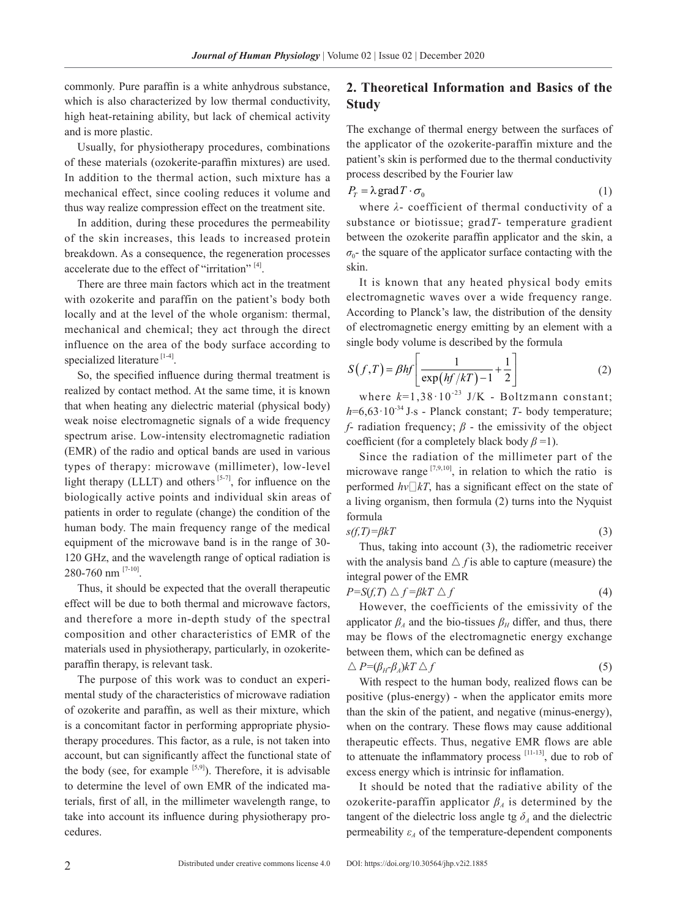commonly. Pure paraffin is a white anhydrous substance, which is also characterized by low thermal conductivity, high heat-retaining ability, but lack of chemical activity and is more plastic.

Usually, for physiotherapy procedures, combinations of these materials (ozokerite-paraffin mixtures) are used. In addition to the thermal action, such mixture has a mechanical effect, since cooling reduces it volume and thus way realize compression effect on the treatment site.

In addition, during these procedures the permeability of the skin increases, this leads to increased protein breakdown. As a consequence, the regeneration processes accelerate due to the effect of "irritation" [4].

There are three main factors which act in the treatment with ozokerite and paraffin on the patient's body both locally and at the level of the whole organism: thermal, mechanical and chemical; they act through the direct influence on the area of the body surface according to specialized literature [1-4].

So, the specified influence during thermal treatment is realized by contact method. At the same time, it is known that when heating any dielectric material (physical body) weak noise electromagnetic signals of a wide frequency spectrum arise. Low-intensity electromagnetic radiation (EMR) of the radio and optical bands are used in various types of therapy: microwave (millimeter), low-level light therapy (LLLT) and others [5-7], for influence on the biologically active points and individual skin areas of patients in order to regulate (change) the condition of the human body. The main frequency range of the medical equipment of the microwave band is in the range of 30-120 GHz, and the wavelength range of optical radiation is 280-760 nm [7-10].

Thus, it should be expected that the overall therapeutic effect will be due to both thermal and microwave factors, and therefore a more in-depth study of the spectral composition and other characteristics of EMR of the materials used in physiotherapy, particularly, in ozokerite-paraffin therapy, is relevant task.

The purpose of this work was to conduct an experimental study of the characteristics of microwave radiation of ozokerite and paraffin, as well as their mixture, which is a concomitant factor in performing appropriate physiotherapy procedures. This factor, as a rule, is not taken into account, but can significantly affect the functional state of the body (see, for example [5,9]). Therefore, it is advisable to determine the level of own EMR of the indicated materials, first of all, in the millimeter wavelength range, to take into account its influence during physiotherapy procedures.

## 2. Theoretical Information and Basics of the Study

The exchange of thermal energy between the surfaces of the applicator of the ozokerite-paraffin mixture and the patient's skin is performed due to the thermal conductivity process described by the Fourier law

$$P_T = \lambda \,\mathrm{grad}\, T \cdot \sigma_0 \tag{1}$$

where $\lambda$- coefficient of thermal conductivity of a substance or biotissue; grad$T$- temperature gradient between the ozokerite paraffin applicator and the skin, a $\sigma_0$- the square of the applicator surface contacting with the skin.

It is known that any heated physical body emits electromagnetic waves over a wide frequency range. According to Planck's law, the distribution of the density of electromagnetic energy emitting by an element with a single body volume is described by the formula

$$S(f,T) = \beta hf\left[\frac{1}{\exp(hf/kT)-1}+\frac{1}{2}\right] \tag{2}$$

where $k$=1,38·10$^{-23}$ J/K - Boltzmann constant; $h$=6,63·10$^{-34}$ J·s - Planck constant; $T$- body temperature; $f$- radiation frequency; $\beta$ - the emissivity of the object coefficient (for a completely black body $\beta$ =1).

Since the radiation of the millimeter part of the microwave range [7,9,10], in relation to which the ratio is performed $h\nu \ll kT$, has a significant effect on the state of a living organism, then formula (2) turns into the Nyquist formula

$$s(f,T)=\beta kT \tag{3}$$

Thus, taking into account (3), the radiometric receiver with the analysis band $\Delta f$ is able to capture (measure) the integral power of the EMR

$$P=S(f,T)\,\Delta f=\beta kT\,\Delta f \tag{4}$$

However, the coefficients of the emissivity of the applicator $\beta_A$ and the bio-tissues $\beta_H$ differ, and thus, there may be flows of the electromagnetic energy exchange between them, which can be defined as

$$\Delta P=(\beta_H-\beta_A)kT\,\Delta f \tag{5}$$

With respect to the human body, realized flows can be positive (plus-energy) - when the applicator emits more than the skin of the patient, and negative (minus-energy), when on the contrary. These flows may cause additional therapeutic effects. Thus, negative EMR flows are able to attenuate the inflammatory process [11-13], due to rob of excess energy which is intrinsic for inflamation.

It should be noted that the radiative ability of the ozokerite-paraffin applicator $\beta_A$ is determined by the tangent of the dielectric loss angle tg $\delta_A$ and the dielectric permeability $\varepsilon_A$ of the temperature-dependent components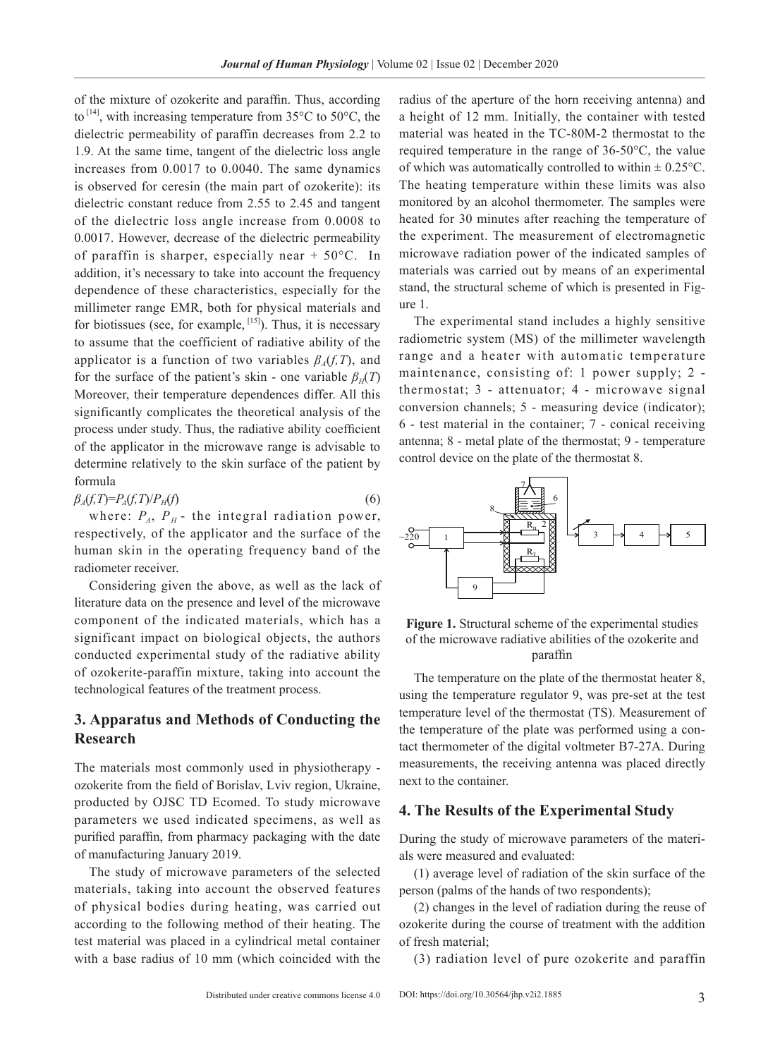of the mixture of ozokerite and paraffin. Thus, according to [14], with increasing temperature from 35°C to 50°C, the dielectric permeability of paraffin decreases from 2.2 to 1.9. At the same time, tangent of the dielectric loss angle increases from 0.0017 to 0.0040. The same dynamics is observed for ceresin (the main part of ozokerite): its dielectric constant reduce from 2.55 to 2.45 and tangent of the dielectric loss angle increase from 0.0008 to 0.0017. However, decrease of the dielectric permeability of paraffin is sharper, especially near + 50°C. In addition, it's necessary to take into account the frequency dependence of these characteristics, especially for the millimeter range EMR, both for physical materials and for biotissues (see, for example, [15]). Thus, it is necessary to assume that the coefficient of radiative ability of the applicator is a function of two variables $\beta_A(f,T)$, and for the surface of the patient's skin - one variable $\beta_H(T)$ Moreover, their temperature dependences differ. All this significantly complicates the theoretical analysis of the process under study. Thus, the radiative ability coefficient of the applicator in the microwave range is advisable to determine relatively to the skin surface of the patient by formula

$$\beta_A(f,T)=P_A(f,T)/P_H(f) \tag{6}$$

where: $P_A$, $P_H$ - the integral radiation power, respectively, of the applicator and the surface of the human skin in the operating frequency band of the radiometer receiver.

Considering given the above, as well as the lack of literature data on the presence and level of the microwave component of the indicated materials, which has a significant impact on biological objects, the authors conducted experimental study of the radiative ability of ozokerite-paraffin mixture, taking into account the technological features of the treatment process.

## 3. Apparatus and Methods of Conducting the Research

The materials most commonly used in physiotherapy - ozokerite from the field of Borislav, Lviv region, Ukraine, producted by OJSC TD Ecomed. To study microwave parameters we used indicated specimens, as well as purified paraffin, from pharmacy packaging with the date of manufacturing January 2019.

The study of microwave parameters of the selected materials, taking into account the observed features of physical bodies during heating, was carried out according to the following method of their heating. The test material was placed in a cylindrical metal container with a base radius of 10 mm (which coincided with the radius of the aperture of the horn receiving antenna) and a height of 12 mm. Initially, the container with tested material was heated in the TC-80M-2 thermostat to the required temperature in the range of 36-50°C, the value of which was automatically controlled to within ± 0.25°C. The heating temperature within these limits was also monitored by an alcohol thermometer. The samples were heated for 30 minutes after reaching the temperature of the experiment. The measurement of electromagnetic microwave radiation power of the indicated samples of materials was carried out by means of an experimental stand, the structural scheme of which is presented in Figure 1.

The experimental stand includes a highly sensitive radiometric system (MS) of the millimeter wavelength range and a heater with automatic temperature maintenance, consisting of: 1 power supply; 2 - thermostat; 3 - attenuator; 4 - microwave signal conversion channels; 5 - measuring device (indicator); 6 - test material in the container; 7 - conical receiving antenna; 8 - metal plate of the thermostat; 9 - temperature control device on the plate of the thermostat 8.

**Figure 1.** Structural scheme of the experimental studies of the microwave radiative abilities of the ozokerite and paraffin

The temperature on the plate of the thermostat heater 8, using the temperature regulator 9, was pre-set at the test temperature level of the thermostat (TS). Measurement of the temperature of the plate was performed using a contact thermometer of the digital voltmeter B7-27A. During measurements, the receiving antenna was placed directly next to the container.

## 4. The Results of the Experimental Study

During the study of microwave parameters of the materials were measured and evaluated:

(1) average level of radiation of the skin surface of the person (palms of the hands of two respondents);

(2) changes in the level of radiation during the reuse of ozokerite during the course of treatment with the addition of fresh material;

(3) radiation level of pure ozokerite and paraffin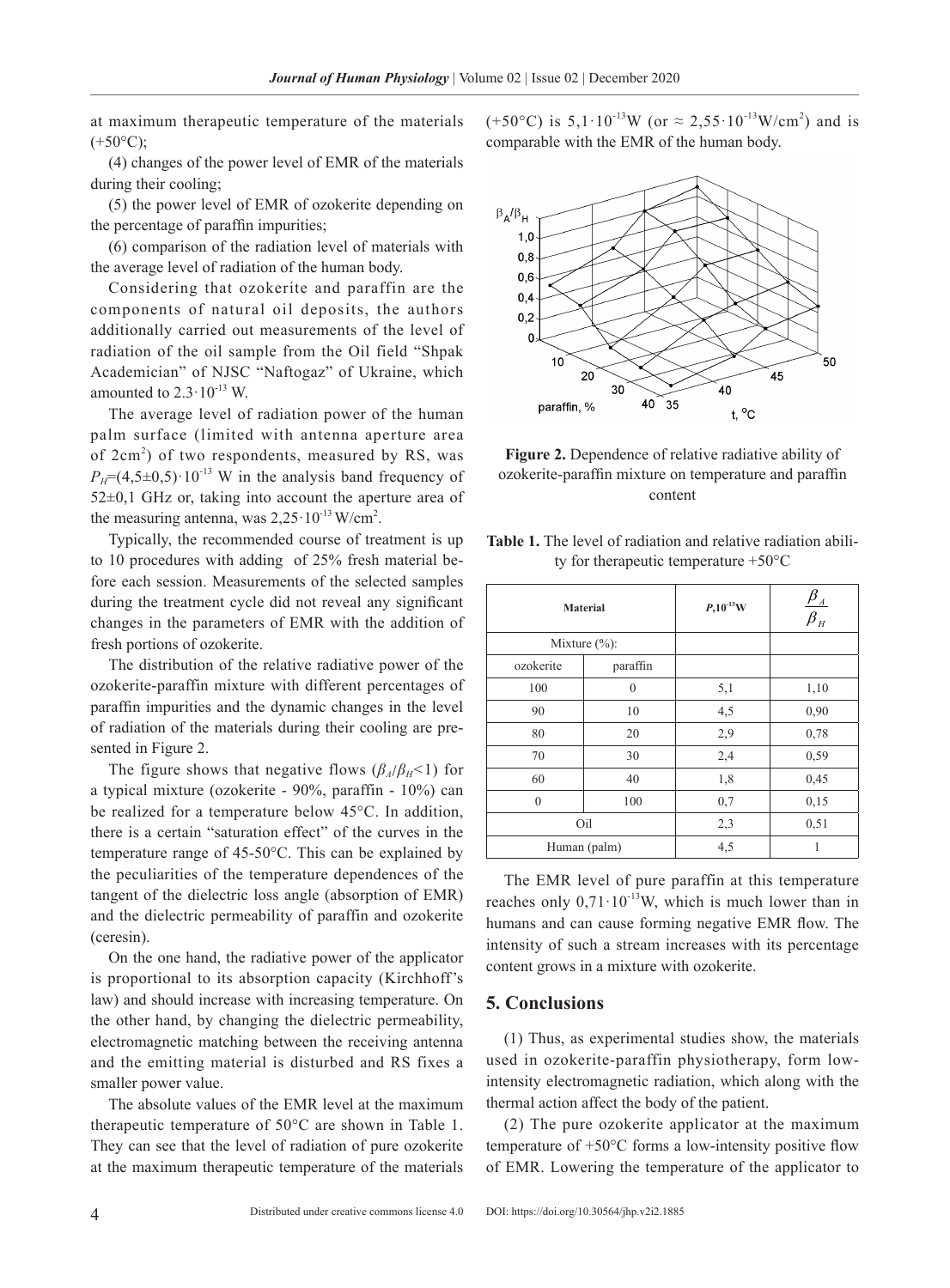at maximum therapeutic temperature of the materials (+50°C);

(4) changes of the power level of EMR of the materials during their cooling;

(5) the power level of EMR of ozokerite depending on the percentage of paraffin impurities;

(6) comparison of the radiation level of materials with the average level of radiation of the human body.

Considering that ozokerite and paraffin are the components of natural oil deposits, the authors additionally carried out measurements of the level of radiation of the oil sample from the Oil field "Shpak Academician" of NJSC "Naftogaz" of Ukraine, which amounted to $2.3 \cdot 10^{-13}$ W.

The average level of radiation power of the human palm surface (limited with antenna aperture area of 2cm$^2$) of two respondents, measured by RS, was $P_H = (4{,}5 \pm 0{,}5) \cdot 10^{-13}$ W in the analysis band frequency of 52±0,1 GHz or, taking into account the aperture area of the measuring antenna, was $2{,}25 \cdot 10^{-13}$ W/cm$^2$.

Typically, the recommended course of treatment is up to 10 procedures with adding of 25% fresh material before each session. Measurements of the selected samples during the treatment cycle did not reveal any significant changes in the parameters of EMR with the addition of fresh portions of ozokerite.

The distribution of the relative radiative power of the ozokerite-paraffin mixture with different percentages of paraffin impurities and the dynamic changes in the level of radiation of the materials during their cooling are presented in Figure 2.

The figure shows that negative flows ($\beta_A/\beta_H<1$) for a typical mixture (ozokerite - 90%, paraffin - 10%) can be realized for a temperature below 45°C. In addition, there is a certain "saturation effect" of the curves in the temperature range of 45-50°C. This can be explained by the peculiarities of the temperature dependences of the tangent of the dielectric loss angle (absorption of EMR) and the dielectric permeability of paraffin and ozokerite (ceresin).

On the one hand, the radiative power of the applicator is proportional to its absorption capacity (Kirchhoff's law) and should increase with increasing temperature. On the other hand, by changing the dielectric permeability, electromagnetic matching between the receiving antenna and the emitting material is disturbed and RS fixes a smaller power value.

The absolute values of the EMR level at the maximum therapeutic temperature of 50°C are shown in Table 1. They can see that the level of radiation of pure ozokerite at the maximum therapeutic temperature of the materials (+50°C) is $5{,}1 \cdot 10^{-13}$W (or $\approx 2{,}55 \cdot 10^{-13}$W/cm$^2$) and is comparable with the EMR of the human body.

**Figure 2.** Dependence of relative radiative ability of ozokerite-paraffin mixture on temperature and paraffin content

**Table 1.** The level of radiation and relative radiation ability for therapeutic temperature +50°C

| Material | | $P, 10^{-13}$W | $\frac{\beta_A}{\beta_H}$ |
|---|---|---|---|
| Mixture (%): | | | |
| ozokerite | paraffin | | |
| 100 | 0 | 5,1 | 1,10 |
| 90 | 10 | 4,5 | 0,90 |
| 80 | 20 | 2,9 | 0,78 |
| 70 | 30 | 2,4 | 0,59 |
| 60 | 40 | 1,8 | 0,45 |
| 0 | 100 | 0,7 | 0,15 |
| Oil | | 2,3 | 0,51 |
| Human (palm) | | 4,5 | 1 |

The EMR level of pure paraffin at this temperature reaches only $0{,}71 \cdot 10^{-13}$W, which is much lower than in humans and can cause forming negative EMR flow. The intensity of such a stream increases with its percentage content grows in a mixture with ozokerite.

## 5. Conclusions

(1) Thus, as experimental studies show, the materials used in ozokerite-paraffin physiotherapy, form low-intensity electromagnetic radiation, which along with the thermal action affect the body of the patient.

(2) The pure ozokerite applicator at the maximum temperature of +50°C forms a low-intensity positive flow of EMR. Lowering the temperature of the applicator to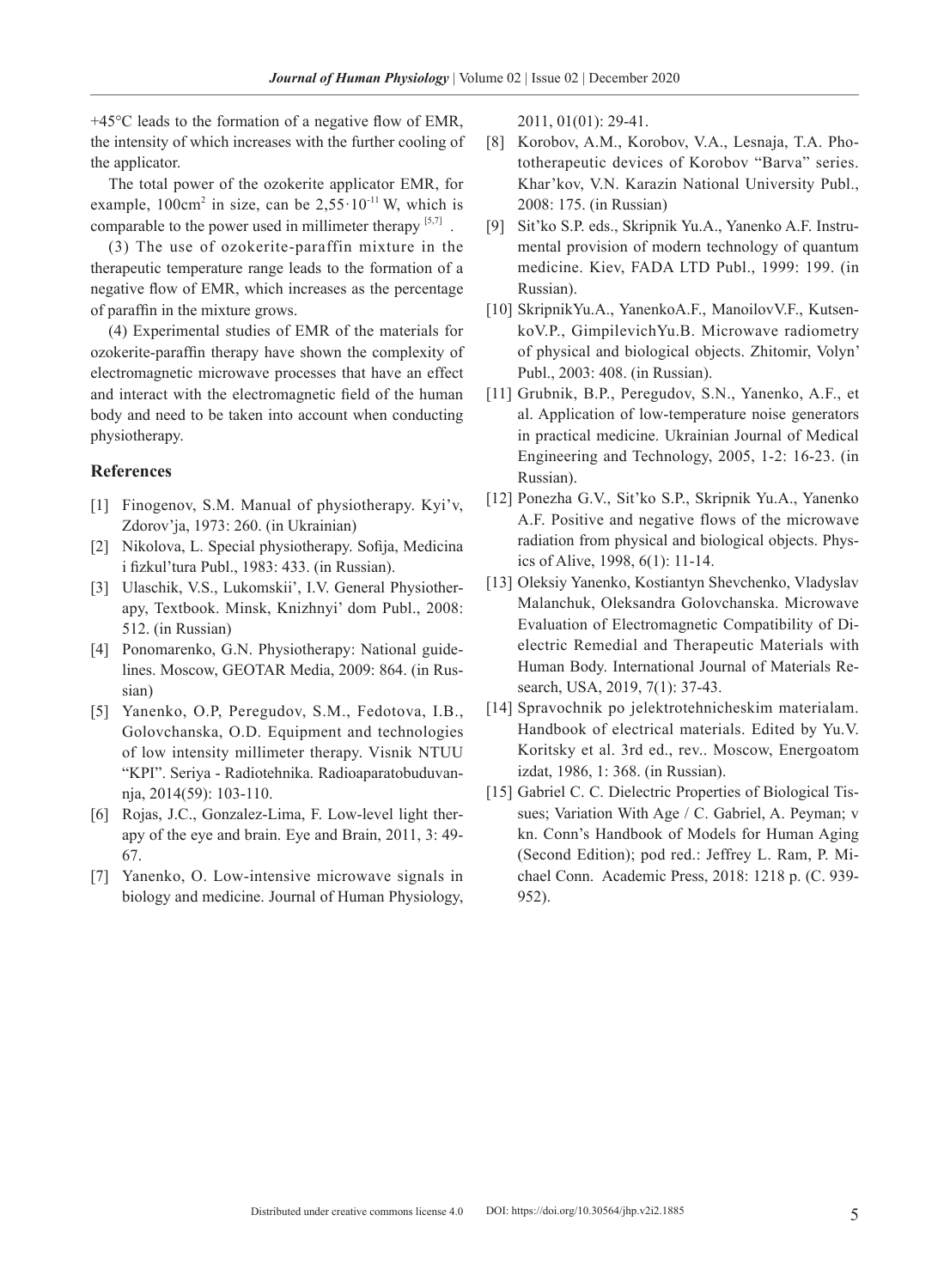+45°C leads to the formation of a negative flow of EMR, the intensity of which increases with the further cooling of the applicator.

The total power of the ozokerite applicator EMR, for example, $100cm^2$ in size, can be $2,55 \cdot 10^{-11}$ W, which is comparable to the power used in millimeter therapy [5,7].

(3) The use of ozokerite-paraffin mixture in the therapeutic temperature range leads to the formation of a negative flow of EMR, which increases as the percentage of paraffin in the mixture grows.

(4) Experimental studies of EMR of the materials for ozokerite-paraffin therapy have shown the complexity of electromagnetic microwave processes that have an effect and interact with the electromagnetic field of the human body and need to be taken into account when conducting physiotherapy.

## References

[1] Finogenov, S.M. Manual of physiotherapy. Kyi'v, Zdorov'ja, 1973: 260. (in Ukrainian)

[2] Nikolova, L. Special physiotherapy. Sofija, Medicina i fizkul'tura Publ., 1983: 433. (in Russian).

[3] Ulaschik, V.S., Lukomskii', I.V. General Physiotherapy, Textbook. Minsk, Knizhnyi' dom Publ., 2008: 512. (in Russian)

[4] Ponomarenko, G.N. Physiotherapy: National guidelines. Moscow, GEOTAR Media, 2009: 864. (in Russian)

[5] Yanenko, O.P, Peregudov, S.M., Fedotova, I.B., Golovchanska, O.D. Equipment and technologies of low intensity millimeter therapy. Visnik NTUU "KPI". Seriya - Radiotehnika. Radioaparatobuduvannja, 2014(59): 103-110.

[6] Rojas, J.C., Gonzalez-Lima, F. Low-level light therapy of the eye and brain. Eye and Brain, 2011, 3: 49-67.

[7] Yanenko, O. Low-intensive microwave signals in biology and medicine. Journal of Human Physiology, 2011, 01(01): 29-41.

[8] Korobov, A.M., Korobov, V.A., Lesnaja, T.A. Phototherapeutic devices of Korobov "Barva" series. Khar'kov, V.N. Karazin National University Publ., 2008: 175. (in Russian)

[9] Sit'ko S.P. eds., Skripnik Yu.A., Yanenko A.F. Instrumental provision of modern technology of quantum medicine. Kiev, FADA LTD Publ., 1999: 199. (in Russian).

[10] SkripnikYu.A., YanenkoA.F., ManoilovV.F., KutsenkoV.P., GimpilevichYu.B. Microwave radiometry of physical and biological objects. Zhitomir, Volyn' Publ., 2003: 408. (in Russian).

[11] Grubnik, B.P., Peregudov, S.N., Yanenko, A.F., et al. Application of low-temperature noise generators in practical medicine. Ukrainian Journal of Medical Engineering and Technology, 2005, 1-2: 16-23. (in Russian).

[12] Ponezha G.V., Sit'ko S.P., Skripnik Yu.A., Yanenko A.F. Positive and negative flows of the microwave radiation from physical and biological objects. Physics of Alive, 1998, 6(1): 11-14.

[13] Oleksiy Yanenko, Kostiantyn Shevchenko, Vladyslav Malanchuk, Oleksandra Golovchanska. Microwave Evaluation of Electromagnetic Compatibility of Dielectric Remedial and Therapeutic Materials with Human Body. International Journal of Materials Research, USA, 2019, 7(1): 37-43.

[14] Spravochnik po jelektrotehnicheskim materialam. Handbook of electrical materials. Edited by Yu.V. Koritsky et al. 3rd ed., rev.. Moscow, Energoatom izdat, 1986, 1: 368. (in Russian).

[15] Gabriel C. C. Dielectric Properties of Biological Tissues; Variation With Age / C. Gabriel, A. Peyman; v kn. Conn's Handbook of Models for Human Aging (Second Edition); pod red.: Jeffrey L. Ram, P. Michael Conn. Academic Press, 2018: 1218 p. (C. 939-952).